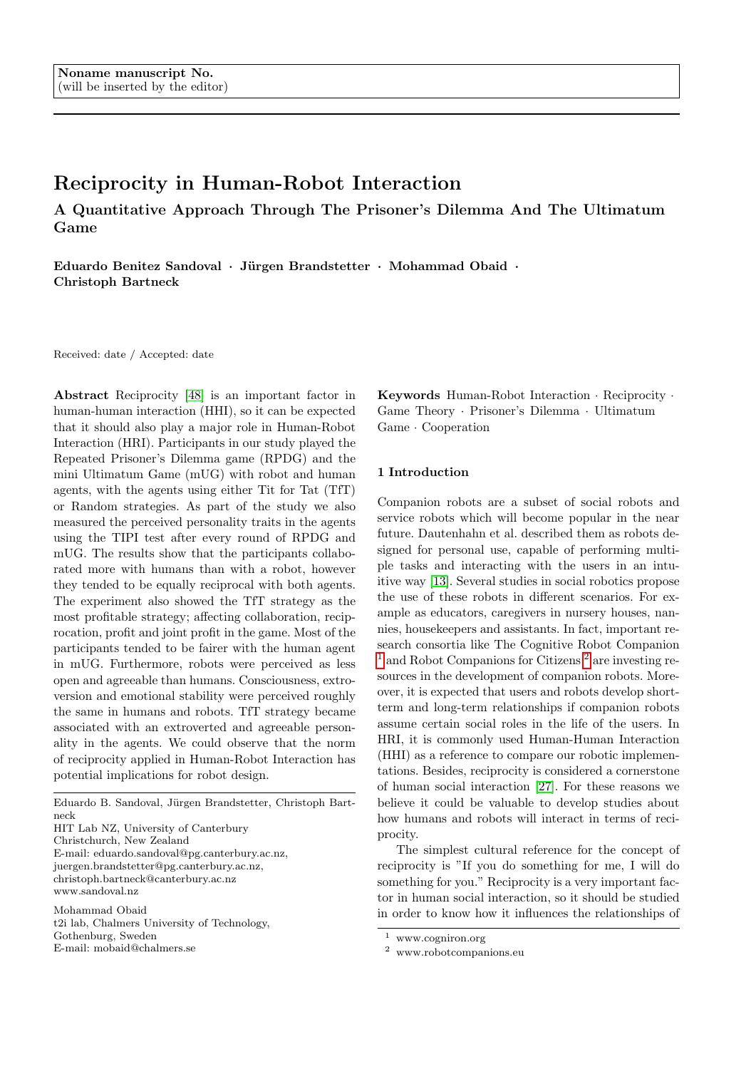Noname manuscript No.
(will be inserted by the editor)

# Reciprocity in Human-Robot Interaction

## A Quantitative Approach Through The Prisoner's Dilemma And The Ultimatum Game

**Eduardo Benitez Sandoval · Jürgen Brandstetter · Mohammad Obaid · Christoph Bartneck**

Received: date / Accepted: date

**Abstract** Reciprocity [48] is an important factor in human-human interaction (HHI), so it can be expected that it should also play a major role in Human-Robot Interaction (HRI). Participants in our study played the Repeated Prisoner's Dilemma game (RPDG) and the mini Ultimatum Game (mUG) with robot and human agents, with the agents using either Tit for Tat (TfT) or Random strategies. As part of the study we also measured the perceived personality traits in the agents using the TIPI test after every round of RPDG and mUG. The results show that the participants collaborated more with humans than with a robot, however they tended to be equally reciprocal with both agents. The experiment also showed the TfT strategy as the most profitable strategy; affecting collaboration, reciprocation, profit and joint profit in the game. Most of the participants tended to be fairer with the human agent in mUG. Furthermore, robots were perceived as less open and agreeable than humans. Consciousness, extroversion and emotional stability were perceived roughly the same in humans and robots. TfT strategy became associated with an extroverted and agreeable personality in the agents. We could observe that the norm of reciprocity applied in Human-Robot Interaction has potential implications for robot design.

Eduardo B. Sandoval, Jürgen Brandstetter, Christoph Bartneck
HIT Lab NZ, University of Canterbury
Christchurch, New Zealand
E-mail: eduardo.sandoval@pg.canterbury.ac.nz,
juergen.brandstetter@pg.canterbury.ac.nz,
christoph.bartneck@canterbury.ac.nz
www.sandoval.nz

Mohammad Obaid
t2i lab, Chalmers University of Technology,
Gothenburg, Sweden
E-mail: mobaid@chalmers.se

**Keywords** Human-Robot Interaction · Reciprocity · Game Theory · Prisoner's Dilemma · Ultimatum Game · Cooperation

## 1 Introduction

Companion robots are a subset of social robots and service robots which will become popular in the near future. Dautenhahn et al. described them as robots designed for personal use, capable of performing multiple tasks and interacting with the users in an intuitive way [13]. Several studies in social robotics propose the use of these robots in different scenarios. For example as educators, caregivers in nursery houses, nannies, housekeepers and assistants. In fact, important research consortia like The Cognitive Robot Companion [1] and Robot Companions for Citizens [2] are investing resources in the development of companion robots. Moreover, it is expected that users and robots develop short-term and long-term relationships if companion robots assume certain social roles in the life of the users. In HRI, it is commonly used Human-Human Interaction (HHI) as a reference to compare our robotic implementations. Besides, reciprocity is considered a cornerstone of human social interaction [27]. For these reasons we believe it could be valuable to develop studies about how humans and robots will interact in terms of reciprocity.

The simplest cultural reference for the concept of reciprocity is "If you do something for me, I will do something for you." Reciprocity is a very important factor in human social interaction, so it should be studied in order to know how it influences the relationships of

[1] www.cogniron.org
[2] www.robotcompanions.eu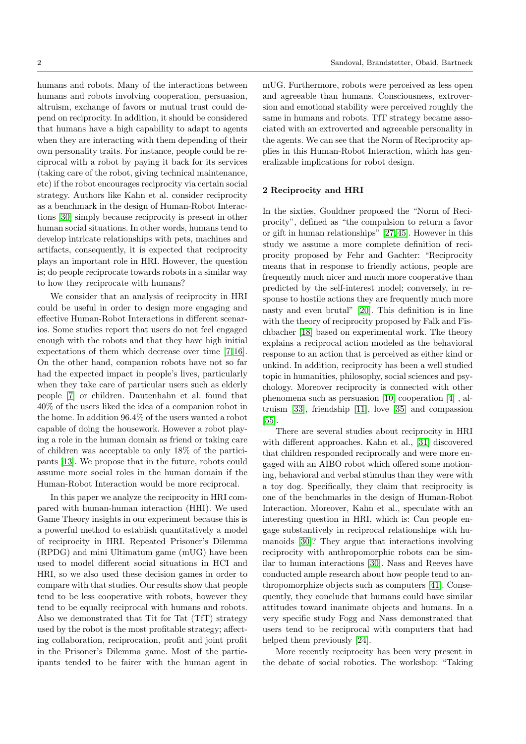humans and robots. Many of the interactions between humans and robots involving cooperation, persuasion, altruism, exchange of favors or mutual trust could depend on reciprocity. In addition, it should be considered that humans have a high capability to adapt to agents when they are interacting with them depending of their own personality traits. For instance, people could be reciprocal with a robot by paying it back for its services (taking care of the robot, giving technical maintenance, etc) if the robot encourages reciprocity via certain social strategy. Authors like Kahn et al. consider reciprocity as a benchmark in the design of Human-Robot Interactions [30] simply because reciprocity is present in other human social situations. In other words, humans tend to develop intricate relationships with pets, machines and artifacts, consequently, it is expected that reciprocity plays an important role in HRI. However, the question is; do people reciprocate towards robots in a similar way to how they reciprocate with humans?

We consider that an analysis of reciprocity in HRI could be useful in order to design more engaging and effective Human-Robot Interactions in different scenarios. Some studies report that users do not feel engaged enough with the robots and that they have high initial expectations of them which decrease over time [7,16]. On the other hand, companion robots have not so far had the expected impact in people's lives, particularly when they take care of particular users such as elderly people [7] or children. Dautenhahn et al. found that 40% of the users liked the idea of a companion robot in the home. In addition 96.4% of the users wanted a robot capable of doing the housework. However a robot playing a role in the human domain as friend or taking care of children was acceptable to only 18% of the participants [13]. We propose that in the future, robots could assume more social roles in the human domain if the Human-Robot Interaction would be more reciprocal.

In this paper we analyze the reciprocity in HRI compared with human-human interaction (HHI). We used Game Theory insights in our experiment because this is a powerful method to establish quantitatively a model of reciprocity in HRI. Repeated Prisoner's Dilemma (RPDG) and mini Ultimatum game (mUG) have been used to model different social situations in HCI and HRI, so we also used these decision games in order to compare with that studies. Our results show that people tend to be less cooperative with robots, however they tend to be equally reciprocal with humans and robots. Also we demonstrated that Tit for Tat (TfT) strategy used by the robot is the most profitable strategy; affecting collaboration, reciprocation, profit and joint profit in the Prisoner's Dilemma game. Most of the participants tended to be fairer with the human agent in mUG. Furthermore, robots were perceived as less open and agreeable than humans. Consciousness, extroversion and emotional stability were perceived roughly the same in humans and robots. TfT strategy became associated with an extroverted and agreeable personality in the agents. We can see that the Norm of Reciprocity applies in this Human-Robot Interaction, which has generalizable implications for robot design.

## 2 Reciprocity and HRI

In the sixties, Gouldner proposed the "Norm of Reciprocity", defined as "the compulsion to return a favor or gift in human relationships" [27,45]. However in this study we assume a more complete definition of reciprocity proposed by Fehr and Gachter: "Reciprocity means that in response to friendly actions, people are frequently much nicer and much more cooperative than predicted by the self-interest model; conversely, in response to hostile actions they are frequently much more nasty and even brutal" [20]. This definition is in line with the theory of reciprocity proposed by Falk and Fischbacher [18] based on experimental work. The theory explains a reciprocal action modeled as the behavioral response to an action that is perceived as either kind or unkind. In addition, reciprocity has been a well studied topic in humanities, philosophy, social sciences and psychology. Moreover reciprocity is connected with other phenomena such as persuasion [10] cooperation [4] , altruism [33], friendship [11], love [35] and compassion [55].

There are several studies about reciprocity in HRI with different approaches. Kahn et al., [31] discovered that children responded reciprocally and were more engaged with an AIBO robot which offered some motioning, behavioral and verbal stimulus than they were with a toy dog. Specifically, they claim that reciprocity is one of the benchmarks in the design of Human-Robot Interaction. Moreover, Kahn et al., speculate with an interesting question in HRI, which is: Can people engage substantively in reciprocal relationships with humanoids [30]? They argue that interactions involving reciprocity with anthropomorphic robots can be similar to human interactions [30]. Nass and Reeves have conducted ample research about how people tend to anthropomorphize objects such as computers [41]. Consequently, they conclude that humans could have similar attitudes toward inanimate objects and humans. In a very specific study Fogg and Nass demonstrated that users tend to be reciprocal with computers that had helped them previously [24].

More recently reciprocity has been very present in the debate of social robotics. The workshop: "Taking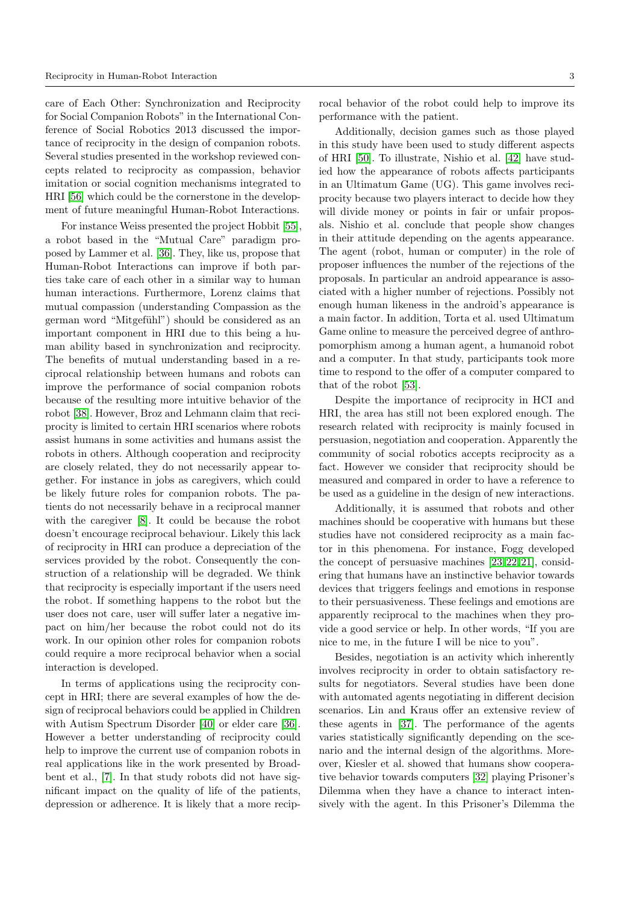care of Each Other: Synchronization and Reciprocity for Social Companion Robots" in the International Conference of Social Robotics 2013 discussed the importance of reciprocity in the design of companion robots. Several studies presented in the workshop reviewed concepts related to reciprocity as compassion, behavior imitation or social cognition mechanisms integrated to HRI [56] which could be the cornerstone in the development of future meaningful Human-Robot Interactions.

For instance Weiss presented the project Hobbit [55], a robot based in the "Mutual Care" paradigm proposed by Lammer et al. [36]. They, like us, propose that Human-Robot Interactions can improve if both parties take care of each other in a similar way to human human interactions. Furthermore, Lorenz claims that mutual compassion (understanding Compassion as the german word "Mitgefühl") should be considered as an important component in HRI due to this being a human ability based in synchronization and reciprocity. The benefits of mutual understanding based in a reciprocal relationship between humans and robots can improve the performance of social companion robots because of the resulting more intuitive behavior of the robot [38]. However, Broz and Lehmann claim that reciprocity is limited to certain HRI scenarios where robots assist humans in some activities and humans assist the robots in others. Although cooperation and reciprocity are closely related, they do not necessarily appear together. For instance in jobs as caregivers, which could be likely future roles for companion robots. The patients do not necessarily behave in a reciprocal manner with the caregiver [8]. It could be because the robot doesn't encourage reciprocal behaviour. Likely this lack of reciprocity in HRI can produce a depreciation of the services provided by the robot. Consequently the construction of a relationship will be degraded. We think that reciprocity is especially important if the users need the robot. If something happens to the robot but the user does not care, user will suffer later a negative impact on him/her because the robot could not do its work. In our opinion other roles for companion robots could require a more reciprocal behavior when a social interaction is developed.

In terms of applications using the reciprocity concept in HRI; there are several examples of how the design of reciprocal behaviors could be applied in Children with Autism Spectrum Disorder [40] or elder care [36]. However a better understanding of reciprocity could help to improve the current use of companion robots in real applications like in the work presented by Broadbent et al., [7]. In that study robots did not have significant impact on the quality of life of the patients, depression or adherence. It is likely that a more reciprocal behavior of the robot could help to improve its performance with the patient.

Additionally, decision games such as those played in this study have been used to study different aspects of HRI [50]. To illustrate, Nishio et al. [42] have studied how the appearance of robots affects participants in an Ultimatum Game (UG). This game involves reciprocity because two players interact to decide how they will divide money or points in fair or unfair proposals. Nishio et al. conclude that people show changes in their attitude depending on the agents appearance. The agent (robot, human or computer) in the role of proposer influences the number of the rejections of the proposals. In particular an android appearance is associated with a higher number of rejections. Possibly not enough human likeness in the android's appearance is a main factor. In addition, Torta et al. used Ultimatum Game online to measure the perceived degree of anthropomorphism among a human agent, a humanoid robot and a computer. In that study, participants took more time to respond to the offer of a computer compared to that of the robot [53].

Despite the importance of reciprocity in HCI and HRI, the area has still not been explored enough. The research related with reciprocity is mainly focused in persuasion, negotiation and cooperation. Apparently the community of social robotics accepts reciprocity as a fact. However we consider that reciprocity should be measured and compared in order to have a reference to be used as a guideline in the design of new interactions.

Additionally, it is assumed that robots and other machines should be cooperative with humans but these studies have not considered reciprocity as a main factor in this phenomena. For instance, Fogg developed the concept of persuasive machines [23,22,21], considering that humans have an instinctive behavior towards devices that triggers feelings and emotions in response to their persuasiveness. These feelings and emotions are apparently reciprocal to the machines when they provide a good service or help. In other words, "If you are nice to me, in the future I will be nice to you".

Besides, negotiation is an activity which inherently involves reciprocity in order to obtain satisfactory results for negotiators. Several studies have been done with automated agents negotiating in different decision scenarios. Lin and Kraus offer an extensive review of these agents in [37]. The performance of the agents varies statistically significantly depending on the scenario and the internal design of the algorithms. Moreover, Kiesler et al. showed that humans show cooperative behavior towards computers [32] playing Prisoner's Dilemma when they have a chance to interact intensively with the agent. In this Prisoner's Dilemma the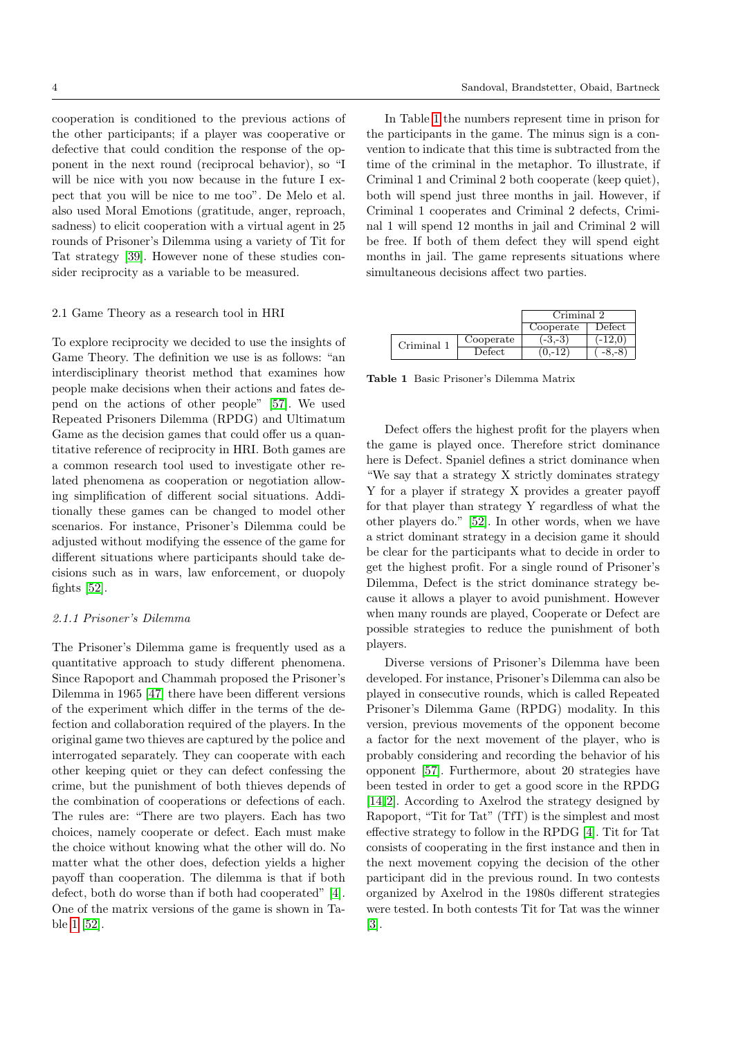cooperation is conditioned to the previous actions of the other participants; if a player was cooperative or defective that could condition the response of the opponent in the next round (reciprocal behavior), so "I will be nice with you now because in the future I expect that you will be nice to me too". De Melo et al. also used Moral Emotions (gratitude, anger, reproach, sadness) to elicit cooperation with a virtual agent in 25 rounds of Prisoner's Dilemma using a variety of Tit for Tat strategy [39]. However none of these studies consider reciprocity as a variable to be measured.

## 2.1 Game Theory as a research tool in HRI

To explore reciprocity we decided to use the insights of Game Theory. The definition we use is as follows: "an interdisciplinary theorist method that examines how people make decisions when their actions and fates depend on the actions of other people" [57]. We used Repeated Prisoners Dilemma (RPDG) and Ultimatum Game as the decision games that could offer us a quantitative reference of reciprocity in HRI. Both games are a common research tool used to investigate other related phenomena as cooperation or negotiation allowing simplification of different social situations. Additionally these games can be changed to model other scenarios. For instance, Prisoner's Dilemma could be adjusted without modifying the essence of the game for different situations where participants should take decisions such as in wars, law enforcement, or duopoly fights [52].

### *2.1.1 Prisoner's Dilemma*

The Prisoner's Dilemma game is frequently used as a quantitative approach to study different phenomena. Since Rapoport and Chammah proposed the Prisoner's Dilemma in 1965 [47] there have been different versions of the experiment which differ in the terms of the defection and collaboration required of the players. In the original game two thieves are captured by the police and interrogated separately. They can cooperate with each other keeping quiet or they can defect confessing the crime, but the punishment of both thieves depends of the combination of cooperations or defections of each. The rules are: "There are two players. Each has two choices, namely cooperate or defect. Each must make the choice without knowing what the other will do. No matter what the other does, defection yields a higher payoff than cooperation. The dilemma is that if both defect, both do worse than if both had cooperated" [4]. One of the matrix versions of the game is shown in Table 1 [52].

In Table 1 the numbers represent time in prison for the participants in the game. The minus sign is a convention to indicate that this time is subtracted from the time of the criminal in the metaphor. To illustrate, if Criminal 1 and Criminal 2 both cooperate (keep quiet), both will spend just three months in jail. However, if Criminal 1 cooperates and Criminal 2 defects, Criminal 1 will spend 12 months in jail and Criminal 2 will be free. If both of them defect they will spend eight months in jail. The game represents situations where simultaneous decisions affect two parties.

| | | Criminal 2 | |
|---|---|---|---|
| | | Cooperate | Defect |
| Criminal 1 | Cooperate | (-3,-3) | (-12,0) |
| | Defect | (0,-12) | ( -8,-8) |

**Table 1** Basic Prisoner's Dilemma Matrix

Defect offers the highest profit for the players when the game is played once. Therefore strict dominance here is Defect. Spaniel defines a strict dominance when "We say that a strategy X strictly dominates strategy Y for a player if strategy X provides a greater payoff for that player than strategy Y regardless of what the other players do." [52]. In other words, when we have a strict dominant strategy in a decision game it should be clear for the participants what to decide in order to get the highest profit. For a single round of Prisoner's Dilemma, Defect is the strict dominance strategy because it allows a player to avoid punishment. However when many rounds are played, Cooperate or Defect are possible strategies to reduce the punishment of both players.

Diverse versions of Prisoner's Dilemma have been developed. For instance, Prisoner's Dilemma can also be played in consecutive rounds, which is called Repeated Prisoner's Dilemma Game (RPDG) modality. In this version, previous movements of the opponent become a factor for the next movement of the player, who is probably considering and recording the behavior of his opponent [57]. Furthermore, about 20 strategies have been tested in order to get a good score in the RPDG [14,2]. According to Axelrod the strategy designed by Rapoport, "Tit for Tat" (TfT) is the simplest and most effective strategy to follow in the RPDG [4]. Tit for Tat consists of cooperating in the first instance and then in the next movement copying the decision of the other participant did in the previous round. In two contests organized by Axelrod in the 1980s different strategies were tested. In both contests Tit for Tat was the winner [3].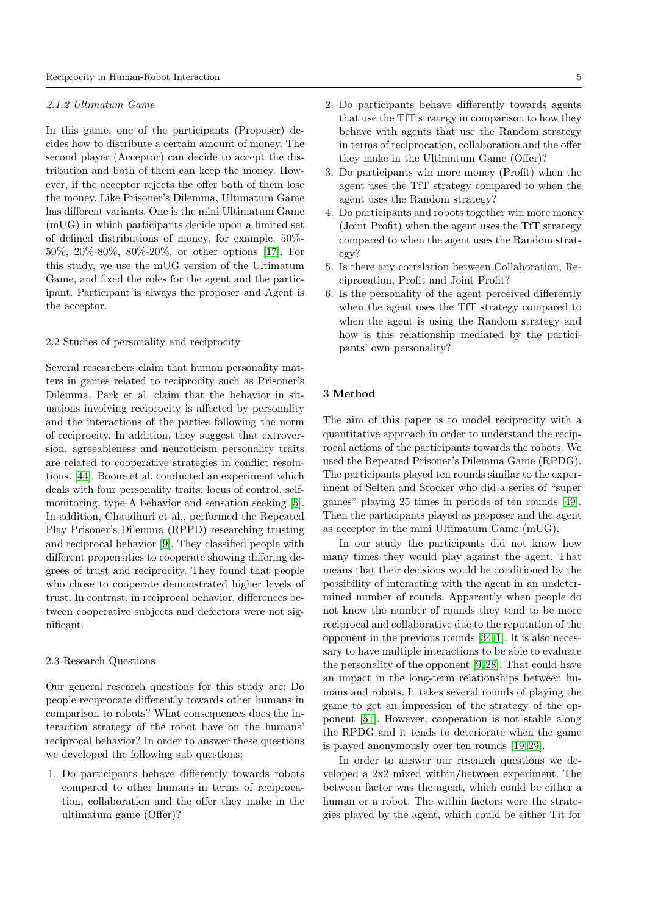#### 2.1.2 Ultimatum Game

In this game, one of the participants (Proposer) decides how to distribute a certain amount of money. The second player (Acceptor) can decide to accept the distribution and both of them can keep the money. However, if the acceptor rejects the offer both of them lose the money. Like Prisoner's Dilemma, Ultimatum Game has different variants. One is the mini Ultimatum Game (mUG) in which participants decide upon a limited set of defined distributions of money, for example, 50%-50%, 20%-80%, 80%-20%, or other options [17]. For this study, we use the mUG version of the Ultimatum Game, and fixed the roles for the agent and the participant. Participant is always the proposer and Agent is the acceptor.

### 2.2 Studies of personality and reciprocity

Several researchers claim that human personality matters in games related to reciprocity such as Prisoner's Dilemma. Park et al. claim that the behavior in situations involving reciprocity is affected by personality and the interactions of the parties following the norm of reciprocity. In addition, they suggest that extroversion, agreeableness and neuroticism personality traits are related to cooperative strategies in conflict resolutions. [44]. Boone et al. conducted an experiment which deals with four personality traits: locus of control, self-monitoring, type-A behavior and sensation seeking [5]. In addition, Chaudhuri et al., performed the Repeated Play Prisoner's Dilemma (RPPD) researching trusting and reciprocal behavior [9]. They classified people with different propensities to cooperate showing differing degrees of trust and reciprocity. They found that people who chose to cooperate demonstrated higher levels of trust. In contrast, in reciprocal behavior, differences between cooperative subjects and defectors were not significant.

### 2.3 Research Questions

Our general research questions for this study are: Do people reciprocate differently towards other humans in comparison to robots? What consequences does the interaction strategy of the robot have on the humans' reciprocal behavior? In order to answer these questions we developed the following sub questions:

1. Do participants behave differently towards robots compared to other humans in terms of reciprocation, collaboration and the offer they make in the ultimatum game (Offer)?
2. Do participants behave differently towards agents that use the TfT strategy in comparison to how they behave with agents that use the Random strategy in terms of reciprocation, collaboration and the offer they make in the Ultimatum Game (Offer)?
3. Do participants win more money (Profit) when the agent uses the TfT strategy compared to when the agent uses the Random strategy?
4. Do participants and robots together win more money (Joint Profit) when the agent uses the TfT strategy compared to when the agent uses the Random strategy?
5. Is there any correlation between Collaboration, Reciprocation, Profit and Joint Profit?
6. Is the personality of the agent perceived differently when the agent uses the TfT strategy compared to when the agent is using the Random strategy and how is this relationship mediated by the participants' own personality?

## 3 Method

The aim of this paper is to model reciprocity with a quantitative approach in order to understand the reciprocal actions of the participants towards the robots. We used the Repeated Prisoner's Dilemma Game (RPDG). The participants played ten rounds similar to the experiment of Selten and Stocker who did a series of "super games" playing 25 times in periods of ten rounds [49]. Then the participants played as proposer and the agent as acceptor in the mini Ultimatum Game (mUG).

In our study the participants did not know how many times they would play against the agent. That means that their decisions would be conditioned by the possibility of interacting with the agent in an undetermined number of rounds. Apparently when people do not know the number of rounds they tend to be more reciprocal and collaborative due to the reputation of the opponent in the previous rounds [34,1]. It is also necessary to have multiple interactions to be able to evaluate the personality of the opponent [9,28]. That could have an impact in the long-term relationships between humans and robots. It takes several rounds of playing the game to get an impression of the strategy of the opponent [51]. However, cooperation is not stable along the RPDG and it tends to deteriorate when the game is played anonymously over ten rounds [19,29].

In order to answer our research questions we developed a 2x2 mixed within/between experiment. The between factor was the agent, which could be either a human or a robot. The within factors were the strategies played by the agent, which could be either Tit for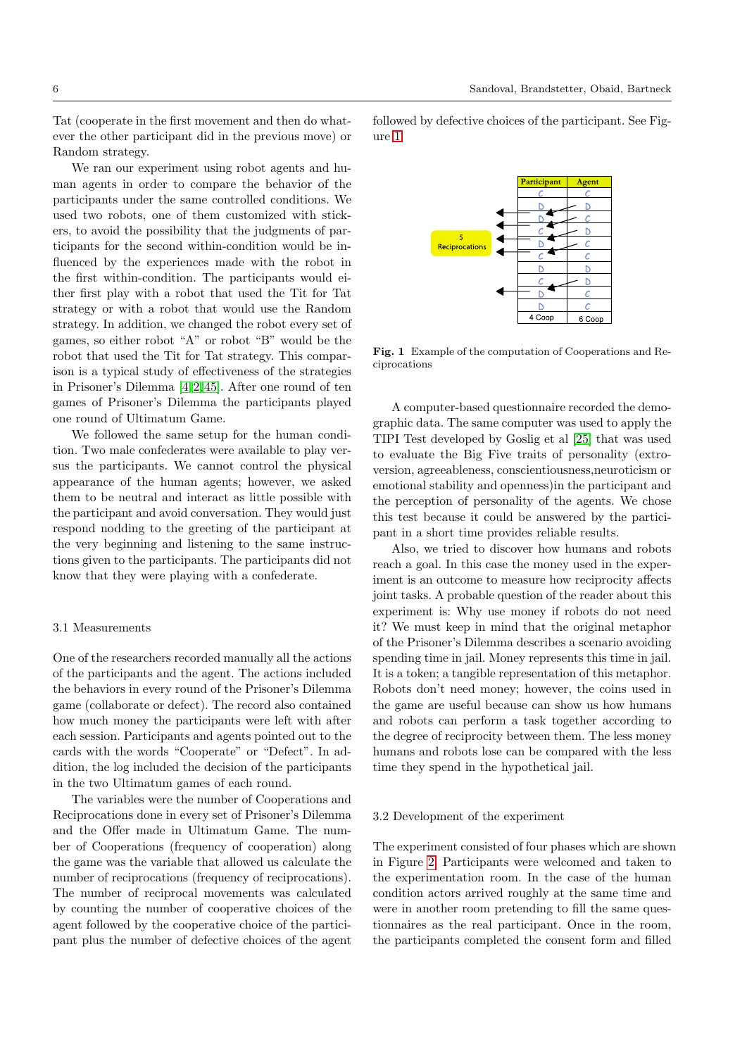Tat (cooperate in the first movement and then do whatever the other participant did in the previous move) or Random strategy.

We ran our experiment using robot agents and human agents in order to compare the behavior of the participants under the same controlled conditions. We used two robots, one of them customized with stickers, to avoid the possibility that the judgments of participants for the second within-condition would be influenced by the experiences made with the robot in the first within-condition. The participants would either first play with a robot that used the Tit for Tat strategy or with a robot that would use the Random strategy. In addition, we changed the robot every set of games, so either robot "A" or robot "B" would be the robot that used the Tit for Tat strategy. This comparison is a typical study of effectiveness of the strategies in Prisoner's Dilemma [4,2,45]. After one round of ten games of Prisoner's Dilemma the participants played one round of Ultimatum Game.

We followed the same setup for the human condition. Two male confederates were available to play versus the participants. We cannot control the physical appearance of the human agents; however, we asked them to be neutral and interact as little possible with the participant and avoid conversation. They would just respond nodding to the greeting of the participant at the very beginning and listening to the same instructions given to the participants. The participants did not know that they were playing with a confederate.

## 3.1 Measurements

One of the researchers recorded manually all the actions of the participants and the agent. The actions included the behaviors in every round of the Prisoner's Dilemma game (collaborate or defect). The record also contained how much money the participants were left with after each session. Participants and agents pointed out to the cards with the words "Cooperate" or "Defect". In addition, the log included the decision of the participants in the two Ultimatum games of each round.

The variables were the number of Cooperations and Reciprocations done in every set of Prisoner's Dilemma and the Offer made in Ultimatum Game. The number of Cooperations (frequency of cooperation) along the game was the variable that allowed us calculate the number of reciprocations (frequency of reciprocations). The number of reciprocal movements was calculated by counting the number of cooperative choices of the agent followed by the cooperative choice of the participant plus the number of defective choices of the agent followed by defective choices of the participant. See Figure 1.

| Participant | Agent |
|---|---|
| C | C |
| D | D |
| D | C |
| C | D |
| D | C |
| C | C |
| D | D |
| C | D |
| D | C |
| D | C |
| 4 Coop | 6 Coop |

5 Reciprocations

**Fig. 1** Example of the computation of Cooperations and Reciprocations

A computer-based questionnaire recorded the demographic data. The same computer was used to apply the TIPI Test developed by Goslig et al [25] that was used to evaluate the Big Five traits of personality (extroversion, agreeableness, conscientiousness,neuroticism or emotional stability and openness)in the participant and the perception of personality of the agents. We chose this test because it could be answered by the participant in a short time provides reliable results.

Also, we tried to discover how humans and robots reach a goal. In this case the money used in the experiment is an outcome to measure how reciprocity affects joint tasks. A probable question of the reader about this experiment is: Why use money if robots do not need it? We must keep in mind that the original metaphor of the Prisoner's Dilemma describes a scenario avoiding spending time in jail. Money represents this time in jail. It is a token; a tangible representation of this metaphor. Robots don't need money; however, the coins used in the game are useful because can show us how humans and robots can perform a task together according to the degree of reciprocity between them. The less money humans and robots lose can be compared with the less time they spend in the hypothetical jail.

## 3.2 Development of the experiment

The experiment consisted of four phases which are shown in Figure 2. Participants were welcomed and taken to the experimentation room. In the case of the human condition actors arrived roughly at the same time and were in another room pretending to fill the same questionnaires as the real participant. Once in the room, the participants completed the consent form and filled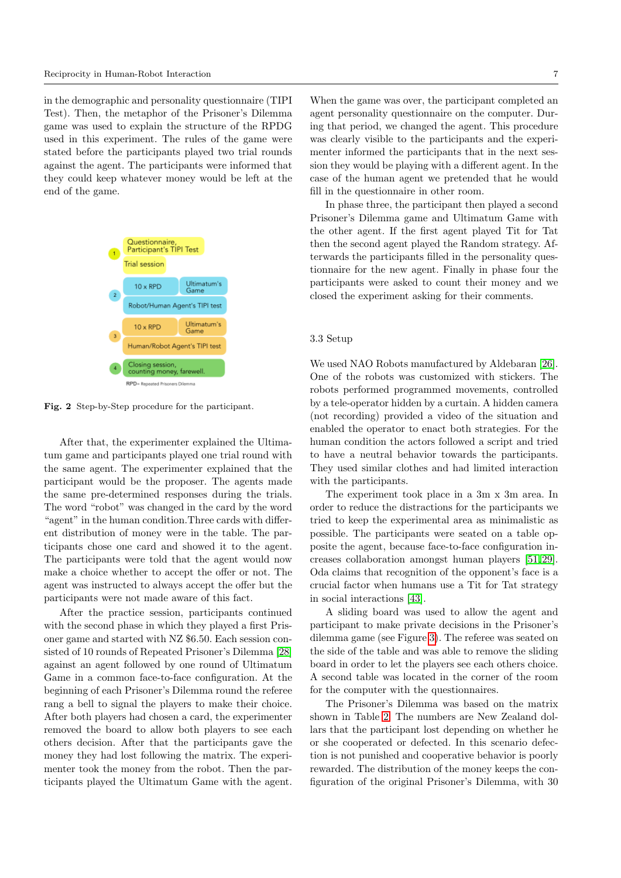in the demographic and personality questionnaire (TIPI Test). Then, the metaphor of the Prisoner's Dilemma game was used to explain the structure of the RPDG used in this experiment. The rules of the game were stated before the participants played two trial rounds against the agent. The participants were informed that they could keep whatever money would be left at the end of the game.

1
Questionnaire, Participant's TIPI Test
Trial session

2
10 x RPD
Ultimatum's Game
Robot/Human Agent's TIPI test

3
10 x RPD
Ultimatum's Game
Human/Robot Agent's TIPI test

4
Closing session, counting money, farewell.

RPD= Repeated Prisoners Dilemma

**Fig. 2** Step-by-Step procedure for the participant.

After that, the experimenter explained the Ultimatum game and participants played one trial round with the same agent. The experimenter explained that the participant would be the proposer. The agents made the same pre-determined responses during the trials. The word "robot" was changed in the card by the word "agent" in the human condition.Three cards with different distribution of money were in the table. The participants chose one card and showed it to the agent. The participants were told that the agent would now make a choice whether to accept the offer or not. The agent was instructed to always accept the offer but the participants were not made aware of this fact.

After the practice session, participants continued with the second phase in which they played a first Prisoner game and started with NZ $6.50. Each session consisted of 10 rounds of Repeated Prisoner's Dilemma [28] against an agent followed by one round of Ultimatum Game in a common face-to-face configuration. At the beginning of each Prisoner's Dilemma round the referee rang a bell to signal the players to make their choice. After both players had chosen a card, the experimenter removed the board to allow both players to see each others decision. After that the participants gave the money they had lost following the matrix. The experimenter took the money from the robot. Then the participants played the Ultimatum Game with the agent.

When the game was over, the participant completed an agent personality questionnaire on the computer. During that period, we changed the agent. This procedure was clearly visible to the participants and the experimenter informed the participants that in the next session they would be playing with a different agent. In the case of the human agent we pretended that he would fill in the questionnaire in other room.

In phase three, the participant then played a second Prisoner's Dilemma game and Ultimatum Game with the other agent. If the first agent played Tit for Tat then the second agent played the Random strategy. Afterwards the participants filled in the personality questionnaire for the new agent. Finally in phase four the participants were asked to count their money and we closed the experiment asking for their comments.

## 3.3 Setup

We used NAO Robots manufactured by Aldebaran [26]. One of the robots was customized with stickers. The robots performed programmed movements, controlled by a tele-operator hidden by a curtain. A hidden camera (not recording) provided a video of the situation and enabled the operator to enact both strategies. For the human condition the actors followed a script and tried to have a neutral behavior towards the participants. They used similar clothes and had limited interaction with the participants.

The experiment took place in a 3m x 3m area. In order to reduce the distractions for the participants we tried to keep the experimental area as minimalistic as possible. The participants were seated on a table opposite the agent, because face-to-face configuration increases collaboration amongst human players [51,29]. Oda claims that recognition of the opponent's face is a crucial factor when humans use a Tit for Tat strategy in social interactions [43].

A sliding board was used to allow the agent and participant to make private decisions in the Prisoner's dilemma game (see Figure 3). The referee was seated on the side of the table and was able to remove the sliding board in order to let the players see each others choice. A second table was located in the corner of the room for the computer with the questionnaires.

The Prisoner's Dilemma was based on the matrix shown in Table 2. The numbers are New Zealand dollars that the participant lost depending on whether he or she cooperated or defected. In this scenario defection is not punished and cooperative behavior is poorly rewarded. The distribution of the money keeps the configuration of the original Prisoner's Dilemma, with 30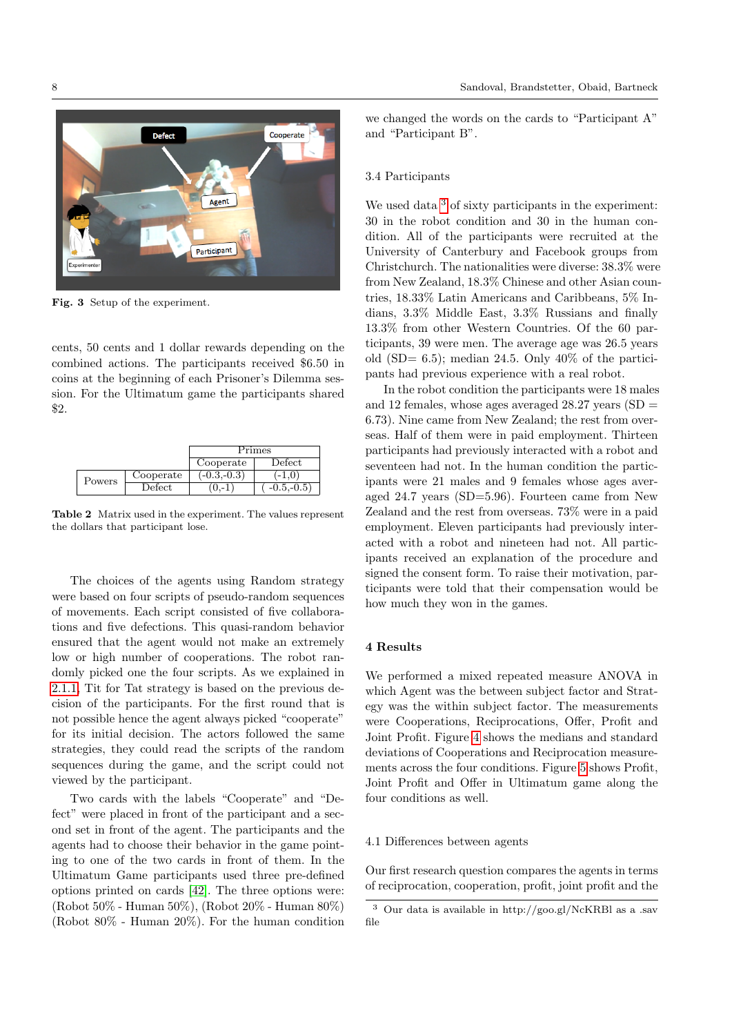Fig. 3 Setup of the experiment.

cents, 50 cents and 1 dollar rewards depending on the combined actions. The participants received $6.50 in coins at the beginning of each Prisoner's Dilemma session. For the Ultimatum game the participants shared $2.

| | | Primes | |
|---|---|---|---|
| | | Cooperate | Defect |
| Powers | Cooperate | (-0.3,-0.3) | (-1,0) |
| | Defect | (0,-1) | ( -0.5,-0.5) |

**Table 2** Matrix used in the experiment. The values represent the dollars that participant lose.

The choices of the agents using Random strategy were based on four scripts of pseudo-random sequences of movements. Each script consisted of five collaborations and five defections. This quasi-random behavior ensured that the agent would not make an extremely low or high number of cooperations. The robot randomly picked one the four scripts. As we explained in 2.1.1, Tit for Tat strategy is based on the previous decision of the participants. For the first round that is not possible hence the agent always picked "cooperate" for its initial decision. The actors followed the same strategies, they could read the scripts of the random sequences during the game, and the script could not viewed by the participant.

Two cards with the labels "Cooperate" and "Defect" were placed in front of the participant and a second set in front of the agent. The participants and the agents had to choose their behavior in the game pointing to one of the two cards in front of them. In the Ultimatum Game participants used three pre-defined options printed on cards [42]. The three options were: (Robot 50% - Human 50%), (Robot 20% - Human 80%) (Robot 80% - Human 20%). For the human condition we changed the words on the cards to "Participant A" and "Participant B".

### 3.4 Participants

We used data [3] of sixty participants in the experiment: 30 in the robot condition and 30 in the human condition. All of the participants were recruited at the University of Canterbury and Facebook groups from Christchurch. The nationalities were diverse: 38.3% were from New Zealand, 18.3% Chinese and other Asian countries, 18.33% Latin Americans and Caribbeans, 5% Indians, 3.3% Middle East, 3.3% Russians and finally 13.3% from other Western Countries. Of the 60 participants, 39 were men. The average age was 26.5 years old (SD= 6.5); median 24.5. Only 40% of the participants had previous experience with a real robot.

In the robot condition the participants were 18 males and 12 females, whose ages averaged 28.27 years (SD = 6.73). Nine came from New Zealand; the rest from overseas. Half of them were in paid employment. Thirteen participants had previously interacted with a robot and seventeen had not. In the human condition the participants were 21 males and 9 females whose ages averaged 24.7 years (SD=5.96). Fourteen came from New Zealand and the rest from overseas. 73% were in a paid employment. Eleven participants had previously interacted with a robot and nineteen had not. All participants received an explanation of the procedure and signed the consent form. To raise their motivation, participants were told that their compensation would be how much they won in the games.

## 4 Results

We performed a mixed repeated measure ANOVA in which Agent was the between subject factor and Strategy was the within subject factor. The measurements were Cooperations, Reciprocations, Offer, Profit and Joint Profit. Figure 4 shows the medians and standard deviations of Cooperations and Reciprocation measurements across the four conditions. Figure 5 shows Profit, Joint Profit and Offer in Ultimatum game along the four conditions as well.

### 4.1 Differences between agents

Our first research question compares the agents in terms of reciprocation, cooperation, profit, joint profit and the

[3] Our data is available in http://goo.gl/NcKRBl as a .sav file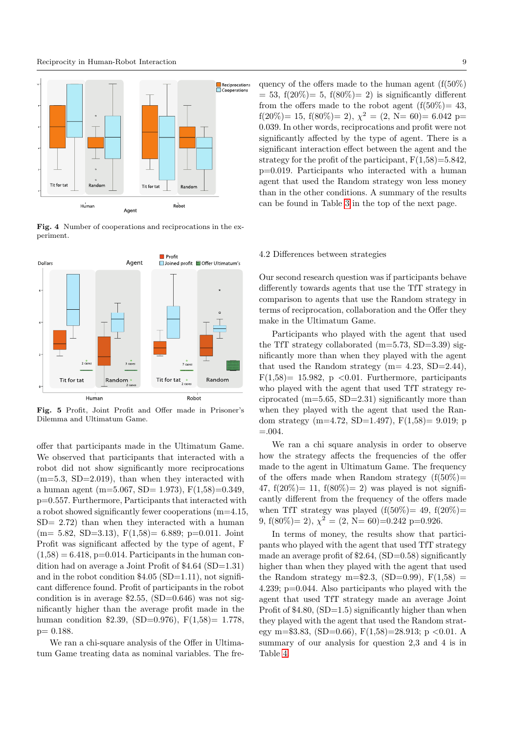**Fig. 4** Number of cooperations and reciprocations in the experiment.

**Fig. 5** Profit, Joint Profit and Offer made in Prisoner's Dilemma and Ultimatum Game.

offer that participants made in the Ultimatum Game. We observed that participants that interacted with a robot did not show significantly more reciprocations (m=5.3, SD=2.019), than when they interacted with a human agent (m=5.067, SD= 1.973), F(1,58)=0.349, p=0.557. Furthermore, Participants that interacted with a robot showed significantly fewer cooperations (m=4.15, SD= 2.72) than when they interacted with a human (m= 5.82, SD=3.13), F(1,58)= 6.889; p=0.011. Joint Profit was significant affected by the type of agent, F (1,58) = 6.418, p=0.014. Participants in the human condition had on average a Joint Profit of \$4.64 (SD=1.31) and in the robot condition \$4.05 (SD=1.11), not significant difference found. Profit of participants in the robot condition is in average \$2.55, (SD=0.646) was not significantly higher than the average profit made in the human condition \$2.39, (SD=0.976), F(1,58)= 1.778, p= 0.188.

We ran a chi-square analysis of the Offer in Ultimatum Game treating data as nominal variables. The frequency of the offers made to the human agent (f(50%) = 53, f(20%)= 5, f(80%)= 2) is significantly different from the offers made to the robot agent (f(50%)= 43, f(20%)= 15, f(80%)= 2), $\chi^2$ = (2, N= 60)= 6.042 p= 0.039. In other words, reciprocations and profit were not significantly affected by the type of agent. There is a significant interaction effect between the agent and the strategy for the profit of the participant, F(1,58)=5.842, p=0.019. Participants who interacted with a human agent that used the Random strategy won less money than in the other conditions. A summary of the results can be found in Table 3 in the top of the next page.

## 4.2 Differences between strategies

Our second research question was if participants behave differently towards agents that use the TfT strategy in comparison to agents that use the Random strategy in terms of reciprocation, collaboration and the Offer they make in the Ultimatum Game.

Participants who played with the agent that used the TfT strategy collaborated (m=5.73, SD=3.39) significantly more than when they played with the agent that used the Random strategy (m= 4.23, SD=2.44), F(1,58)= 15.982, p <0.01. Furthermore, participants who played with the agent that used TfT strategy reciprocated (m=5.65, SD=2.31) significantly more than when they played with the agent that used the Random strategy (m=4.72, SD=1.497), F(1,58)= 9.019; p =.004.

We ran a chi square analysis in order to observe how the strategy affects the frequencies of the offer made to the agent in Ultimatum Game. The frequency of the offers made when Random strategy (f(50%)= 47, f(20%)= 11, f(80%)= 2) was played is not significantly different from the frequency of the offers made when TfT strategy was played (f(50%)= 49, f(20%)= 9, f(80%)= 2), $\chi^2$ = (2, N= 60)=0.242 p=0.926.

In terms of money, the results show that participants who played with the agent that used TfT strategy made an average profit of \$2.64, (SD=0.58) significantly higher than when they played with the agent that used the Random strategy m=\$2.3, (SD=0.99), F(1,58) = 4.239; p=0.044. Also participants who played with the agent that used TfT strategy made an average Joint Profit of \$4.80, (SD=1.5) significantly higher than when they played with the agent that used the Random strategy m=\$3.83, (SD=0.66), F(1,58)=28.913; p <0.01. A summary of our analysis for question 2,3 and 4 is in Table 4.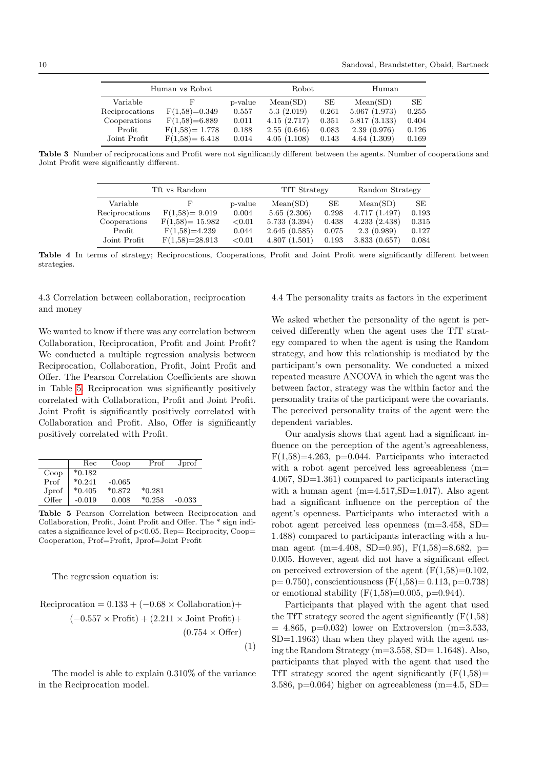| Human vs Robot | | | Robot | | Human | |
|---|---|---|---|---|---|---|
| Variable | F | p-value | Mean(SD) | SE | Mean(SD) | SE |
| Reciprocations | $F(1,58)=0.349$ | 0.557 | 5.3 (2.019) | 0.261 | 5.067 (1.973) | 0.255 |
| Cooperations | $F(1,58)=6.889$ | 0.011 | 4.15 (2.717) | 0.351 | 5.817 (3.133) | 0.404 |
| Profit | $F(1,58)= 1.778$ | 0.188 | 2.55 (0.646) | 0.083 | 2.39 (0.976) | 0.126 |
| Joint Profit | $F(1,58)= 6.418$ | 0.014 | 4.05 (1.108) | 0.143 | 4.64 (1.309) | 0.169 |

**Table 3** Number of reciprocations and Profit were not significantly different between the agents. Number of cooperations and Joint Profit were significantly different.

| Tft vs Random | | | TfT Strategy | | Random Strategy | |
|---|---|---|---|---|---|---|
| Variable | F | p-value | Mean(SD) | SE | Mean(SD) | SE |
| Reciprocations | $F(1,58)= 9.019$ | 0.004 | 5.65 (2.306) | 0.298 | 4.717 (1.497) | 0.193 |
| Cooperations | $F(1,58)= 15.982$ | <0.01 | 5.733 (3.394) | 0.438 | 4.233 (2.438) | 0.315 |
| Profit | $F(1,58)=4.239$ | 0.044 | 2.645 (0.585) | 0.075 | 2.3 (0.989) | 0.127 |
| Joint Profit | $F(1,58)=28.913$ | <0.01 | 4.807 (1.501) | 0.193 | 3.833 (0.657) | 0.084 |

**Table 4** In terms of strategy; Reciprocations, Cooperations, Profit and Joint Profit were significantly different between strategies.

### 4.3 Correlation between collaboration, reciprocation and money

We wanted to know if there was any correlation between Collaboration, Reciprocation, Profit and Joint Profit? We conducted a multiple regression analysis between Reciprocation, Collaboration, Profit, Joint Profit and Offer. The Pearson Correlation Coefficients are shown in Table 5. Reciprocation was significantly positively correlated with Collaboration, Profit and Joint Profit. Joint Profit is significantly positively correlated with Collaboration and Profit. Also, Offer is significantly positively correlated with Profit.

| | Rec | Coop | Prof | Jprof |
|---|---|---|---|---|
| Coop | *0.182 | | | |
| Prof | *0.241 | -0.065 | | |
| Jprof | *0.405 | *0.872 | *0.281 | |
| Offer | -0.019 | 0.008 | *0.258 | -0.033 |

**Table 5** Pearson Correlation between Reciprocation and Collaboration, Profit, Joint Profit and Offer. The * sign indicates a significance level of $p<0.05$. Rep= Reciprocity, Coop= Cooperation, Prof=Profit, Jprof=Joint Profit

The regression equation is:

$$\text{Reciprocation} = 0.133 + (-0.68 \times \text{Collaboration}) + (-0.557 \times \text{Profit}) + (2.211 \times \text{Joint Profit}) + (0.754 \times \text{Offer}) \quad (1)$$

The model is able to explain 0.310% of the variance in the Reciprocation model.

### 4.4 The personality traits as factors in the experiment

We asked whether the personality of the agent is perceived differently when the agent uses the TfT strategy compared to when the agent is using the Random strategy, and how this relationship is mediated by the participant's own personality. We conducted a mixed repeated measure ANCOVA in which the agent was the between factor, strategy was the within factor and the personality traits of the participant were the covariants. The perceived personality traits of the agent were the dependent variables.

Our analysis shows that agent had a significant influence on the perception of the agent's agreeableness, $F(1,58)=4.263$, $p=0.044$. Participants who interacted with a robot agent perceived less agreeableness ($m= 4.067$, $SD=1.361$) compared to participants interacting with a human agent ($m=4.517$, $SD=1.017$). Also agent had a significant influence on the perception of the agent's openness. Participants who interacted with a robot agent perceived less openness ($m=3.458$, $SD= 1.488$) compared to participants interacting with a human agent ($m=4.408$, $SD=0.95$), $F(1,58)=8.682$, $p= 0.005$. However, agent did not have a significant effect on perceived extroversion of the agent ($F(1,58)=0.102$, $p= 0.750$), conscientiousness ($F(1,58)= 0.113$, $p=0.738$) or emotional stability ($F(1,58)=0.005$, $p=0.944$).

Participants that played with the agent that used the TfT strategy scored the agent significantly ($F(1,58) = 4.865$, $p=0.032$) lower on Extroversion ($m=3.533$, $SD=1.1963$) than when they played with the agent using the Random Strategy ($m=3.558$, $SD= 1.1648$). Also, participants that played with the agent that used the TfT strategy scored the agent significantly ($F(1,58)= 3.586$, $p=0.064$) higher on agreeableness ($m=4.5$, SD=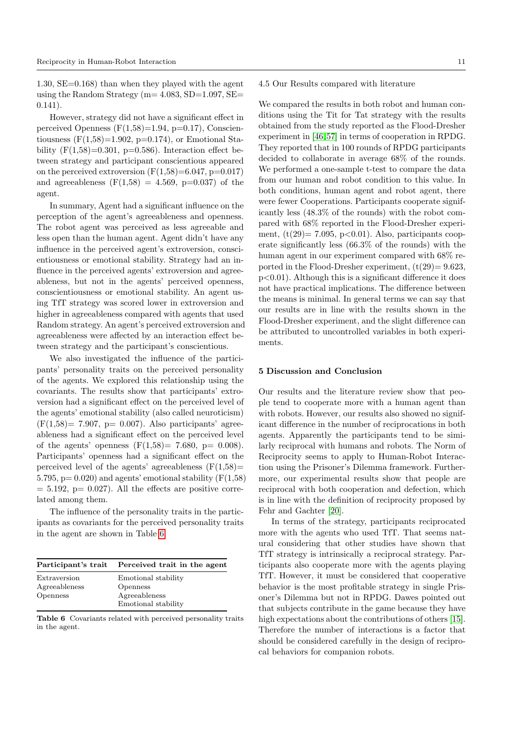1.30, SE=0.168) than when they played with the agent using the Random Strategy (m= 4.083, SD=1.097, SE= 0.141).

However, strategy did not have a significant effect in perceived Openness ($F(1,58)=1.94$, $p=0.17$), Conscientiousness ($F(1,58)=1.902$, $p=0.174$), or Emotional Stability ($F(1,58)=0.301$, $p=0.586$). Interaction effect between strategy and participant conscientious appeared on the perceived extroversion ($F(1,58)=6.047$, $p=0.017$) and agreeableness ($F(1,58) = 4.569$, $p=0.037$) of the agent.

In summary, Agent had a significant influence on the perception of the agent's agreeableness and openness. The robot agent was perceived as less agreeable and less open than the human agent. Agent didn't have any influence in the perceived agent's extroversion, conscientiousness or emotional stability. Strategy had an influence in the perceived agents' extroversion and agreeableness, but not in the agents' perceived openness, conscientiousness or emotional stability. An agent using TfT strategy was scored lower in extroversion and higher in agreeableness compared with agents that used Random strategy. An agent's perceived extroversion and agreeableness were affected by an interaction effect between strategy and the participant's conscientious.

We also investigated the influence of the participants' personality traits on the perceived personality of the agents. We explored this relationship using the covariants. The results show that participants' extroversion had a significant effect on the perceived level of the agents' emotional stability (also called neuroticism) ($F(1,58)= 7.907$, $p= 0.007$). Also participants' agreeableness had a significant effect on the perceived level of the agents' openness ($F(1,58)= 7.680$, $p= 0.008$). Participants' openness had a significant effect on the perceived level of the agents' agreeableness ($F(1,58)= 5.795$, $p= 0.020$) and agents' emotional stability ($F(1,58) = 5.192$, $p= 0.027$). All the effects are positive correlated among them.

The influence of the personality traits in the participants as covariants for the perceived personality traits in the agent are shown in Table 6.

| Participant's trait | Perceived trait in the agent |
|---|---|
| Extraversion | Emotional stability |
| Agreeableness | Openness |
| Openness | Agreeableness |
| | Emotional stability |

**Table 6** Covariants related with perceived personality traits in the agent.

### 4.5 Our Results compared with literature

We compared the results in both robot and human conditions using the Tit for Tat strategy with the results obtained from the study reported as the Flood-Dresher experiment in [46][57] in terms of cooperation in RPDG. They reported that in 100 rounds of RPDG participants decided to collaborate in average 68% of the rounds. We performed a one-sample t-test to compare the data from our human and robot condition to this value. In both conditions, human agent and robot agent, there were fewer Cooperations. Participants cooperate significantly less (48.3% of the rounds) with the robot compared with 68% reported in the Flood-Dresher experiment, ($t(29)= 7.095$, $p<0.01$). Also, participants cooperate significantly less (66.3% of the rounds) with the human agent in our experiment compared with 68% reported in the Flood-Dresher experiment, ($t(29)= 9.623$, $p<0.01$). Although this is a significant difference it does not have practical implications. The difference between the means is minimal. In general terms we can say that our results are in line with the results shown in the Flood-Dresher experiment, and the slight difference can be attributed to uncontrolled variables in both experiments.

## 5 Discussion and Conclusion

Our results and the literature review show that people tend to cooperate more with a human agent than with robots. However, our results also showed no significant difference in the number of reciprocations in both agents. Apparently the participants tend to be similarly reciprocal with humans and robots. The Norm of Reciprocity seems to apply to Human-Robot Interaction using the Prisoner's Dilemma framework. Furthermore, our experimental results show that people are reciprocal with both cooperation and defection, which is in line with the definition of reciprocity proposed by Fehr and Gachter [20].

In terms of the strategy, participants reciprocated more with the agents who used TfT. That seems natural considering that other studies have shown that TfT strategy is intrinsically a reciprocal strategy. Participants also cooperate more with the agents playing TfT. However, it must be considered that cooperative behavior is the most profitable strategy in single Prisoner's Dilemma but not in RPDG. Dawes pointed out that subjects contribute in the game because they have high expectations about the contributions of others [15]. Therefore the number of interactions is a factor that should be considered carefully in the design of reciprocal behaviors for companion robots.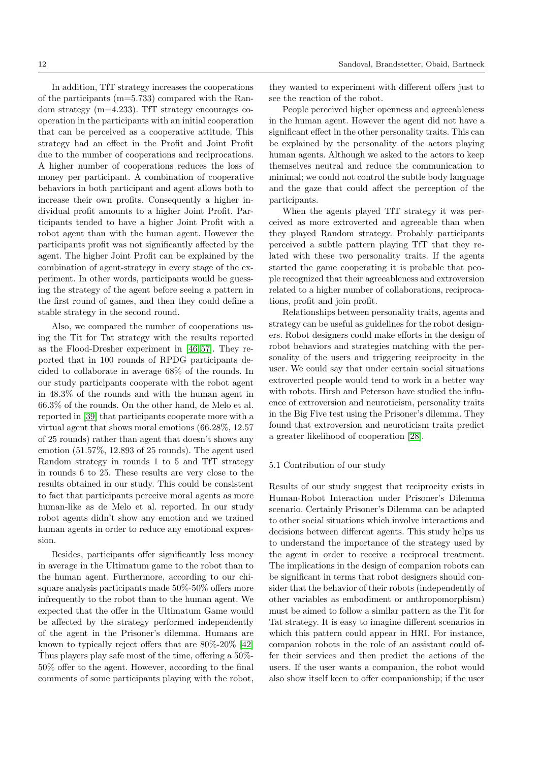In addition, TfT strategy increases the cooperations of the participants (m=5.733) compared with the Random strategy (m=4.233). TfT strategy encourages cooperation in the participants with an initial cooperation that can be perceived as a cooperative attitude. This strategy had an effect in the Profit and Joint Profit due to the number of cooperations and reciprocations. A higher number of cooperations reduces the loss of money per participant. A combination of cooperative behaviors in both participant and agent allows both to increase their own profits. Consequently a higher individual profit amounts to a higher Joint Profit. Participants tended to have a higher Joint Profit with a robot agent than with the human agent. However the participants profit was not significantly affected by the agent. The higher Joint Profit can be explained by the combination of agent-strategy in every stage of the experiment. In other words, participants would be guessing the strategy of the agent before seeing a pattern in the first round of games, and then they could define a stable strategy in the second round.

Also, we compared the number of cooperations using the Tit for Tat strategy with the results reported as the Flood-Dresher experiment in [46][57]. They reported that in 100 rounds of RPDG participants decided to collaborate in average 68% of the rounds. In our study participants cooperate with the robot agent in 48.3% of the rounds and with the human agent in 66.3% of the rounds. On the other hand, de Melo et al. reported in [39] that participants cooperate more with a virtual agent that shows moral emotions (66.28%, 12.57 of 25 rounds) rather than agent that doesn't shows any emotion (51.57%, 12.893 of 25 rounds). The agent used Random strategy in rounds 1 to 5 and TfT strategy in rounds 6 to 25. These results are very close to the results obtained in our study. This could be consistent to fact that participants perceive moral agents as more human-like as de Melo et al. reported. In our study robot agents didn't show any emotion and we trained human agents in order to reduce any emotional expression.

Besides, participants offer significantly less money in average in the Ultimatum game to the robot than to the human agent. Furthermore, according to our chi-square analysis participants made 50%-50% offers more infrequently to the robot than to the human agent. We expected that the offer in the Ultimatum Game would be affected by the strategy performed independently of the agent in the Prisoner's dilemma. Humans are known to typically reject offers that are 80%-20% [42]. Thus players play safe most of the time, offering a 50%-50% offer to the agent. However, according to the final comments of some participants playing with the robot, they wanted to experiment with different offers just to see the reaction of the robot.

People perceived higher openness and agreeableness in the human agent. However the agent did not have a significant effect in the other personality traits. This can be explained by the personality of the actors playing human agents. Although we asked to the actors to keep themselves neutral and reduce the communication to minimal; we could not control the subtle body language and the gaze that could affect the perception of the participants.

When the agents played TfT strategy it was perceived as more extroverted and agreeable than when they played Random strategy. Probably participants perceived a subtle pattern playing TfT that they related with these two personality traits. If the agents started the game cooperating it is probable that people recognized that their agreeableness and extroversion related to a higher number of collaborations, reciprocations, profit and join profit.

Relationships between personality traits, agents and strategy can be useful as guidelines for the robot designers. Robot designers could make efforts in the design of robot behaviors and strategies matching with the personality of the users and triggering reciprocity in the user. We could say that under certain social situations extroverted people would tend to work in a better way with robots. Hirsh and Peterson have studied the influence of extroversion and neuroticism, personality traits in the Big Five test using the Prisoner's dilemma. They found that extroversion and neuroticism traits predict a greater likelihood of cooperation [28].

### 5.1 Contribution of our study

Results of our study suggest that reciprocity exists in Human-Robot Interaction under Prisoner's Dilemma scenario. Certainly Prisoner's Dilemma can be adapted to other social situations which involve interactions and decisions between different agents. This study helps us to understand the importance of the strategy used by the agent in order to receive a reciprocal treatment. The implications in the design of companion robots can be significant in terms that robot designers should consider that the behavior of their robots (independently of other variables as embodiment or anthropomorphism) must be aimed to follow a similar pattern as the Tit for Tat strategy. It is easy to imagine different scenarios in which this pattern could appear in HRI. For instance, companion robots in the role of an assistant could offer their services and then predict the actions of the users. If the user wants a companion, the robot would also show itself keen to offer companionship; if the user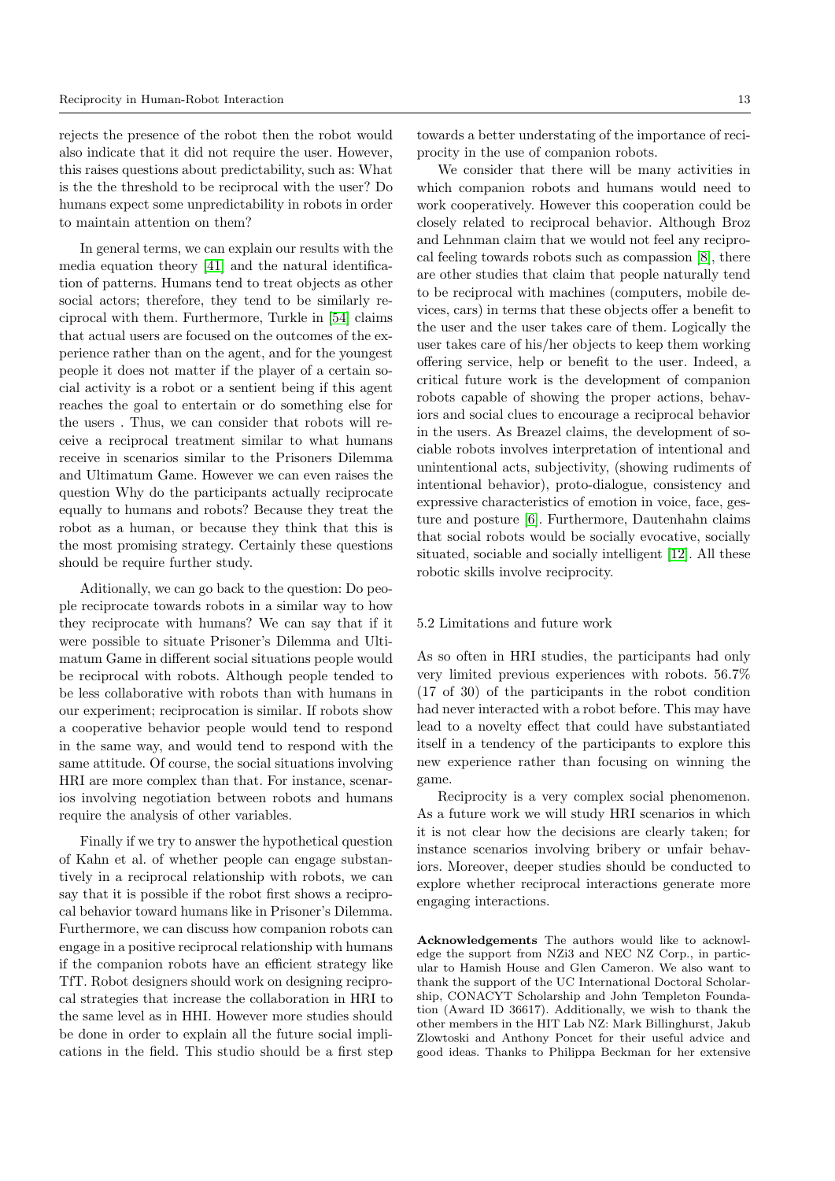rejects the presence of the robot then the robot would also indicate that it did not require the user. However, this raises questions about predictability, such as: What is the the threshold to be reciprocal with the user? Do humans expect some unpredictability in robots in order to maintain attention on them?

In general terms, we can explain our results with the media equation theory [41] and the natural identification of patterns. Humans tend to treat objects as other social actors; therefore, they tend to be similarly reciprocal with them. Furthermore, Turkle in [54] claims that actual users are focused on the outcomes of the experience rather than on the agent, and for the youngest people it does not matter if the player of a certain social activity is a robot or a sentient being if this agent reaches the goal to entertain or do something else for the users . Thus, we can consider that robots will receive a reciprocal treatment similar to what humans receive in scenarios similar to the Prisoners Dilemma and Ultimatum Game. However we can even raises the question Why do the participants actually reciprocate equally to humans and robots? Because they treat the robot as a human, or because they think that this is the most promising strategy. Certainly these questions should be require further study.

Aditionally, we can go back to the question: Do people reciprocate towards robots in a similar way to how they reciprocate with humans? We can say that if it were possible to situate Prisoner's Dilemma and Ultimatum Game in different social situations people would be reciprocal with robots. Although people tended to be less collaborative with robots than with humans in our experiment; reciprocation is similar. If robots show a cooperative behavior people would tend to respond in the same way, and would tend to respond with the same attitude. Of course, the social situations involving HRI are more complex than that. For instance, scenarios involving negotiation between robots and humans require the analysis of other variables.

Finally if we try to answer the hypothetical question of Kahn et al. of whether people can engage substantively in a reciprocal relationship with robots, we can say that it is possible if the robot first shows a reciprocal behavior toward humans like in Prisoner's Dilemma. Furthermore, we can discuss how companion robots can engage in a positive reciprocal relationship with humans if the companion robots have an efficient strategy like TfT. Robot designers should work on designing reciprocal strategies that increase the collaboration in HRI to the same level as in HHI. However more studies should be done in order to explain all the future social implications in the field. This studio should be a first step towards a better understating of the importance of reciprocity in the use of companion robots.

We consider that there will be many activities in which companion robots and humans would need to work cooperatively. However this cooperation could be closely related to reciprocal behavior. Although Broz and Lehnman claim that we would not feel any reciprocal feeling towards robots such as compassion [8], there are other studies that claim that people naturally tend to be reciprocal with machines (computers, mobile devices, cars) in terms that these objects offer a benefit to the user and the user takes care of them. Logically the user takes care of his/her objects to keep them working offering service, help or benefit to the user. Indeed, a critical future work is the development of companion robots capable of showing the proper actions, behaviors and social clues to encourage a reciprocal behavior in the users. As Breazel claims, the development of sociable robots involves interpretation of intentional and unintentional acts, subjectivity, (showing rudiments of intentional behavior), proto-dialogue, consistency and expressive characteristics of emotion in voice, face, gesture and posture [6]. Furthermore, Dautenhahn claims that social robots would be socially evocative, socially situated, sociable and socially intelligent [12]. All these robotic skills involve reciprocity.

## 5.2 Limitations and future work

As so often in HRI studies, the participants had only very limited previous experiences with robots. 56.7% (17 of 30) of the participants in the robot condition had never interacted with a robot before. This may have lead to a novelty effect that could have substantiated itself in a tendency of the participants to explore this new experience rather than focusing on winning the game.

Reciprocity is a very complex social phenomenon. As a future work we will study HRI scenarios in which it is not clear how the decisions are clearly taken; for instance scenarios involving bribery or unfair behaviors. Moreover, deeper studies should be conducted to explore whether reciprocal interactions generate more engaging interactions.

**Acknowledgements** The authors would like to acknowledge the support from NZi3 and NEC NZ Corp., in particular to Hamish House and Glen Cameron. We also want to thank the support of the UC International Doctoral Scholarship, CONACYT Scholarship and John Templeton Foundation (Award ID 36617). Additionally, we wish to thank the other members in the HIT Lab NZ: Mark Billinghurst, Jakub Zlowtoski and Anthony Poncet for their useful advice and good ideas. Thanks to Philippa Beckman for her extensive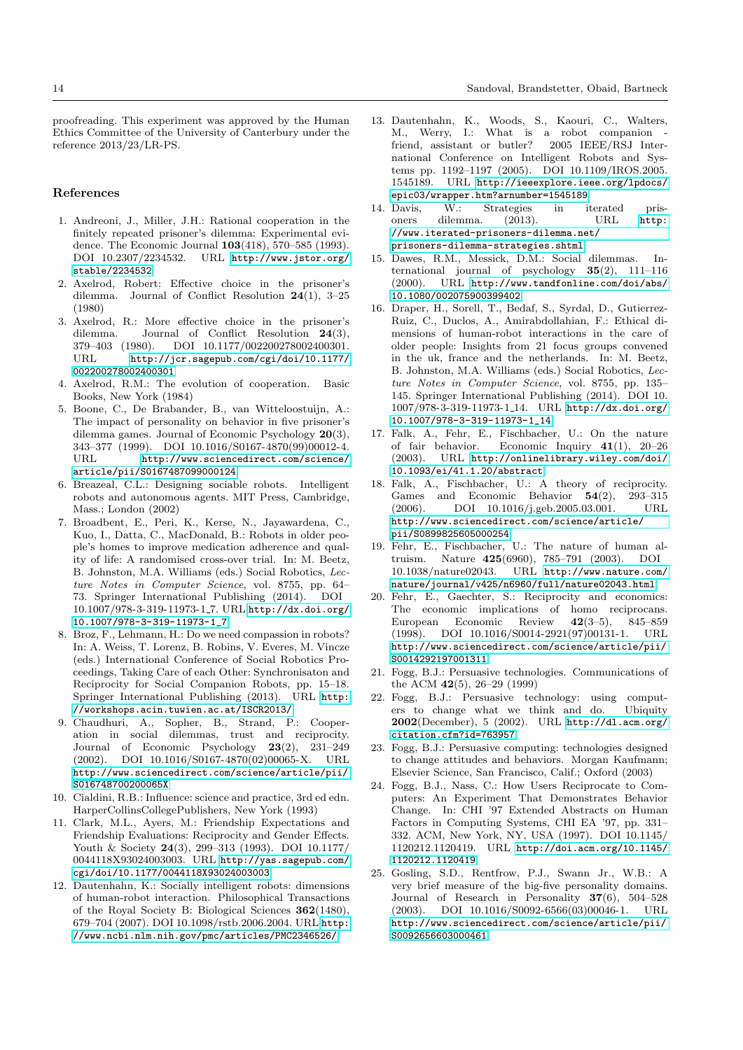proofreading. This experiment was approved by the Human Ethics Committee of the University of Canterbury under the reference 2013/23/LR-PS.

## References

1. Andreoni, J., Miller, J.H.: Rational cooperation in the finitely repeated prisoner's dilemma: Experimental evidence. The Economic Journal **103**(418), 570–585 (1993). DOI 10.2307/2234532. URL http://www.jstor.org/stable/2234532
2. Axelrod, Robert: Effective choice in the prisoner's dilemma. Journal of Conflict Resolution **24**(1), 3–25 (1980)
3. Axelrod, R.: More effective choice in the prisoner's dilemma. Journal of Conflict Resolution **24**(3), 379–403 (1980). DOI 10.1177/002200278002400301. URL http://jcr.sagepub.com/cgi/doi/10.1177/002200278002400301
4. Axelrod, R.M.: The evolution of cooperation. Basic Books, New York (1984)
5. Boone, C., De Brabander, B., van Witteloostuijn, A.: The impact of personality on behavior in five prisoner's dilemma games. Journal of Economic Psychology **20**(3), 343–377 (1999). DOI 10.1016/S0167-4870(99)00012-4. URL http://www.sciencedirect.com/science/article/pii/S0167487099000124
6. Breazeal, C.L.: Designing sociable robots. Intelligent robots and autonomous agents. MIT Press, Cambridge, Mass.; London (2002)
7. Broadbent, E., Peri, K., Kerse, N., Jayawardena, C., Kuo, I., Datta, C., MacDonald, B.: Robots in older people's homes to improve medication adherence and quality of life: A randomised cross-over trial. In: M. Beetz, B. Johnston, M.A. Williams (eds.) Social Robotics, *Lecture Notes in Computer Science*, vol. 8755, pp. 64–73. Springer International Publishing (2014). DOI 10.1007/978-3-319-11973-1_7. URL http://dx.doi.org/10.1007/978-3-319-11973-1_7
8. Broz, F., Lehmann, H.: Do we need compassion in robots? In: A. Weiss, T. Lorenz, B. Robins, V. Everes, M. Vincze (eds.) International Conference of Social Robotics Proceedings, Taking Care of each Other: Synchronisaton and Reciprocity for Social Companion Robots, pp. 15–18. Springer International Publishing (2013). URL http://workshops.acin.tuwien.ac.at/ISCR2013/
9. Chaudhuri, A., Sopher, B., Strand, P.: Cooperation in social dilemmas, trust and reciprocity. Journal of Economic Psychology **23**(2), 231–249 (2002). DOI 10.1016/S0167-4870(02)00065-X. URL http://www.sciencedirect.com/science/article/pii/S016748700200065X
10. Cialdini, R.B.: Influence: science and practice, 3rd ed edn. HarperCollinsCollegePublishers, New York (1993)
11. Clark, M.L., Ayers, M.: Friendship Expectations and Friendship Evaluations: Reciprocity and Gender Effects. Youth & Society **24**(3), 299–313 (1993). DOI 10.1177/0044118X93024003003. URL http://yas.sagepub.com/cgi/doi/10.1177/0044118X93024003003
12. Dautenhahn, K.: Socially intelligent robots: dimensions of human-robot interaction. Philosophical Transactions of the Royal Society B: Biological Sciences **362**(1480), 679–704 (2007). DOI 10.1098/rstb.2006.2004. URL http://www.ncbi.nlm.nih.gov/pmc/articles/PMC2346526/
13. Dautenhahn, K., Woods, S., Kaouri, C., Walters, M., Werry, I.: What is a robot companion - friend, assistant or butler? 2005 IEEE/RSJ International Conference on Intelligent Robots and Systems pp. 1192–1197 (2005). DOI 10.1109/IROS.2005.1545189. URL http://ieeexplore.ieee.org/lpdocs/epic03/wrapper.htm?arnumber=1545189
14. Davis, W.: Strategies in iterated prisoners dilemma. (2013). URL http://www.iterated-prisoners-dilemma.net/prisoners-dilemma-strategies.shtml
15. Dawes, R.M., Messick, D.M.: Social dilemmas. International journal of psychology **35**(2), 111–116 (2000). URL http://www.tandfonline.com/doi/abs/10.1080/002075900399402
16. Draper, H., Sorell, T., Bedaf, S., Syrdal, D., Gutierrez-Ruiz, C., Duclos, A., Amirabdollahian, F.: Ethical dimensions of human-robot interactions in the care of older people: Insights from 21 focus groups convened in the uk, france and the netherlands. In: M. Beetz, B. Johnston, M.A. Williams (eds.) Social Robotics, *Lecture Notes in Computer Science*, vol. 8755, pp. 135–145. Springer International Publishing (2014). DOI 10.1007/978-3-319-11973-1_14. URL http://dx.doi.org/10.1007/978-3-319-11973-1_14
17. Falk, A., Fehr, E., Fischbacher, U.: On the nature of fair behavior. Economic Inquiry **41**(1), 20–26 (2003). URL http://onlinelibrary.wiley.com/doi/10.1093/ei/41.1.20/abstract
18. Falk, A., Fischbacher, U.: A theory of reciprocity. Games and Economic Behavior **54**(2), 293–315 (2006). DOI 10.1016/j.geb.2005.03.001. URL http://www.sciencedirect.com/science/article/pii/S0899825605000254
19. Fehr, E., Fischbacher, U.: The nature of human altruism. Nature **425**(6960), 785–791 (2003). DOI 10.1038/nature02043. URL http://www.nature.com/nature/journal/v425/n6960/full/nature02043.html
20. Fehr, E., Gaechter, S.: Reciprocity and economics: The economic implications of homo reciprocans. European Economic Review **42**(3–5), 845–859 (1998). DOI 10.1016/S0014-2921(97)00131-1. URL http://www.sciencedirect.com/science/article/pii/S0014292197001311
21. Fogg, B.J.: Persuasive technologies. Communications of the ACM **42**(5), 26–29 (1999)
22. Fogg, B.J.: Persuasive technology: using computers to change what we think and do. Ubiquity **2002**(December), 5 (2002). URL http://dl.acm.org/citation.cfm?id=763957
23. Fogg, B.J.: Persuasive computing: technologies designed to change attitudes and behaviors. Morgan Kaufmann; Elsevier Science, San Francisco, Calif.; Oxford (2003)
24. Fogg, B.J., Nass, C.: How Users Reciprocate to Computers: An Experiment That Demonstrates Behavior Change. In: CHI '97 Extended Abstracts on Human Factors in Computing Systems, CHI EA '97, pp. 331–332. ACM, New York, NY, USA (1997). DOI 10.1145/1120212.1120419. URL http://doi.acm.org/10.1145/1120212.1120419
25. Gosling, S.D., Rentfrow, P.J., Swann Jr., W.B.: A very brief measure of the big-five personality domains. Journal of Research in Personality **37**(6), 504–528 (2003). DOI 10.1016/S0092-6566(03)00046-1. URL http://www.sciencedirect.com/science/article/pii/S0092656603000461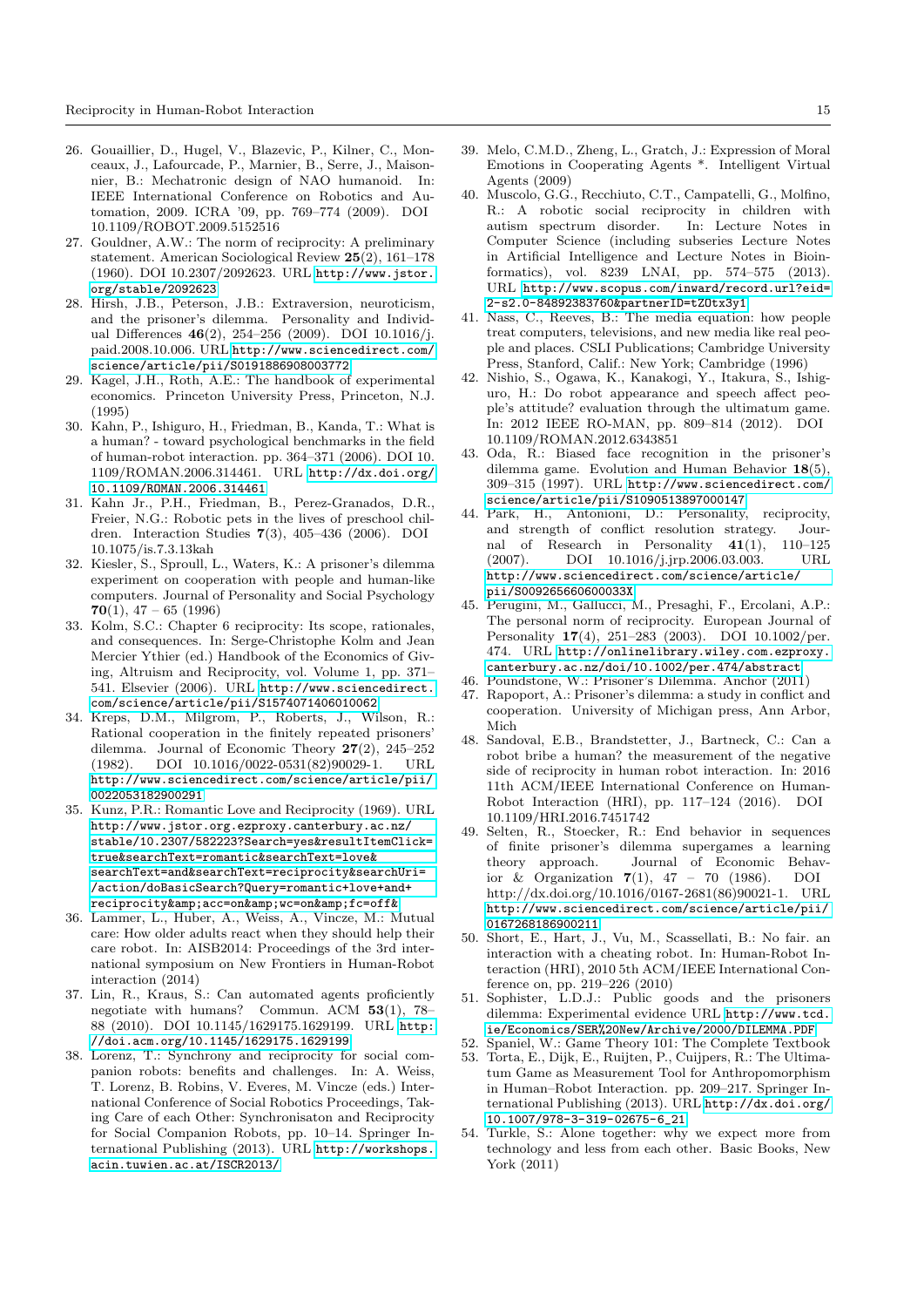26. Gouaillier, D., Hugel, V., Blazevic, P., Kilner, C., Monceaux, J., Lafourcade, P., Marnier, B., Serre, J., Maisonnier, B.: Mechatronic design of NAO humanoid. In: IEEE International Conference on Robotics and Automation, 2009. ICRA '09, pp. 769–774 (2009). DOI 10.1109/ROBOT.2009.5152516
27. Gouldner, A.W.: The norm of reciprocity: A preliminary statement. American Sociological Review **25**(2), 161–178 (1960). DOI 10.2307/2092623. URL http://www.jstor.org/stable/2092623
28. Hirsh, J.B., Peterson, J.B.: Extraversion, neuroticism, and the prisoner's dilemma. Personality and Individual Differences **46**(2), 254–256 (2009). DOI 10.1016/j.paid.2008.10.006. URL http://www.sciencedirect.com/science/article/pii/S0191886908003772
29. Kagel, J.H., Roth, A.E.: The handbook of experimental economics. Princeton University Press, Princeton, N.J. (1995)
30. Kahn, P., Ishiguro, H., Friedman, B., Kanda, T.: What is a human? - toward psychological benchmarks in the field of human-robot interaction. pp. 364–371 (2006). DOI 10.1109/ROMAN.2006.314461. URL http://dx.doi.org/10.1109/ROMAN.2006.314461
31. Kahn Jr., P.H., Friedman, B., Perez-Granados, D.R., Freier, N.G.: Robotic pets in the lives of preschool children. Interaction Studies **7**(3), 405–436 (2006). DOI 10.1075/is.7.3.13kah
32. Kiesler, S., Sproull, L., Waters, K.: A prisoner's dilemma experiment on cooperation with people and human-like computers. Journal of Personality and Social Psychology **70**(1), 47 – 65 (1996)
33. Kolm, S.C.: Chapter 6 reciprocity: Its scope, rationales, and consequences. In: Serge-Christophe Kolm and Jean Mercier Ythier (ed.) Handbook of the Economics of Giving, Altruism and Reciprocity, vol. Volume 1, pp. 371–541. Elsevier (2006). URL http://www.sciencedirect.com/science/article/pii/S1574071406010062
34. Kreps, D.M., Milgrom, P., Roberts, J., Wilson, R.: Rational cooperation in the finitely repeated prisoners' dilemma. Journal of Economic Theory **27**(2), 245–252 (1982). DOI 10.1016/0022-0531(82)90029-1. URL http://www.sciencedirect.com/science/article/pii/0022053182900291
35. Kunz, P.R.: Romantic Love and Reciprocity (1969). URL http://www.jstor.org.ezproxy.canterbury.ac.nz/stable/10.2307/582223?Search=yes&resultItemClick=true&searchText=romantic&searchText=love&searchText=and&searchText=reciprocity&searchUri=/action/doBasicSearch?Query=romantic+love+and+reciprocity&amp;acc=on&amp;wc=on&amp;fc=off&
36. Lammer, L., Huber, A., Weiss, A., Vincze, M.: Mutual care: How older adults react when they should help their care robot. In: AISB2014: Proceedings of the 3rd international symposium on New Frontiers in Human-Robot interaction (2014)
37. Lin, R., Kraus, S.: Can automated agents proficiently negotiate with humans? Commun. ACM **53**(1), 78–88 (2010). DOI 10.1145/1629175.1629199. URL http://doi.acm.org/10.1145/1629175.1629199
38. Lorenz, T.: Synchrony and reciprocity for social companion robots: benefits and challenges. In: A. Weiss, T. Lorenz, B. Robins, V. Everes, M. Vincze (eds.) International Conference of Social Robotics Proceedings, Taking Care of each Other: Synchronisaton and Reciprocity for Social Companion Robots, pp. 10–14. Springer International Publishing (2013). URL http://workshops.acin.tuwien.ac.at/ISCR2013/
39. Melo, C.M.D., Zheng, L., Gratch, J.: Expression of Moral Emotions in Cooperating Agents *. Intelligent Virtual Agents (2009)
40. Muscolo, G.G., Recchiuto, C.T., Campatelli, G., Molfino, R.: A robotic social reciprocity in children with autism spectrum disorder. In: Lecture Notes in Computer Science (including subseries Lecture Notes in Artificial Intelligence and Lecture Notes in Bioinformatics), vol. 8239 LNAI, pp. 574–575 (2013). URL http://www.scopus.com/inward/record.url?eid=2-s2.0-84892383760&partnerID=tZOtx3y1
41. Nass, C., Reeves, B.: The media equation: how people treat computers, televisions, and new media like real people and places. CSLI Publications; Cambridge University Press, Stanford, Calif.: New York; Cambridge (1996)
42. Nishio, S., Ogawa, K., Kanakogi, Y., Itakura, S., Ishiguro, H.: Do robot appearance and speech affect people's attitude? evaluation through the ultimatum game. In: 2012 IEEE RO-MAN, pp. 809–814 (2012). DOI 10.1109/ROMAN.2012.6343851
43. Oda, R.: Biased face recognition in the prisoner's dilemma game. Evolution and Human Behavior **18**(5), 309–315 (1997). URL http://www.sciencedirect.com/science/article/pii/S1090513897000147
44. Park, H., Antonioni, D.: Personality, reciprocity, and strength of conflict resolution strategy. Journal of Research in Personality **41**(1), 110–125 (2007). DOI 10.1016/j.jrp.2006.03.003. URL http://www.sciencedirect.com/science/article/pii/S009265660600033X
45. Perugini, M., Gallucci, M., Presaghi, F., Ercolani, A.P.: The personal norm of reciprocity. European Journal of Personality **17**(4), 251–283 (2003). DOI 10.1002/per.474. URL http://onlinelibrary.wiley.com.ezproxy.canterbury.ac.nz/doi/10.1002/per.474/abstract
46. Poundstone, W.: Prisoner's Dilemma. Anchor (2011)
47. Rapoport, A.: Prisoner's dilemma: a study in conflict and cooperation. University of Michigan press, Ann Arbor, Mich
48. Sandoval, E.B., Brandstetter, J., Bartneck, C.: Can a robot bribe a human? the measurement of the negative side of reciprocity in human robot interaction. In: 2016 11th ACM/IEEE International Conference on Human-Robot Interaction (HRI), pp. 117–124 (2016). DOI 10.1109/HRI.2016.7451742
49. Selten, R., Stoecker, R.: End behavior in sequences of finite prisoner's dilemma supergames a learning theory approach. Journal of Economic Behavior & Organization **7**(1), 47 – 70 (1986). DOI http://dx.doi.org/10.1016/0167-2681(86)90021-1. URL http://www.sciencedirect.com/science/article/pii/0167268186900211
50. Short, E., Hart, J., Vu, M., Scassellati, B.: No fair. an interaction with a cheating robot. In: Human-Robot Interaction (HRI), 2010 5th ACM/IEEE International Conference on, pp. 219–226 (2010)
51. Sophister, L.D.J.: Public goods and the prisoners dilemma: Experimental evidence URL http://www.tcd.ie/Economics/SER%20New/Archive/2000/DILEMMA.PDF
52. Spaniel, W.: Game Theory 101: The Complete Textbook
53. Torta, E., Dijk, E., Ruijten, P., Cuijpers, R.: The Ultimatum Game as Measurement Tool for Anthropomorphism in Human–Robot Interaction. pp. 209–217. Springer International Publishing (2013). URL http://dx.doi.org/10.1007/978-3-319-02675-6_21
54. Turkle, S.: Alone together: why we expect more from technology and less from each other. Basic Books, New York (2011)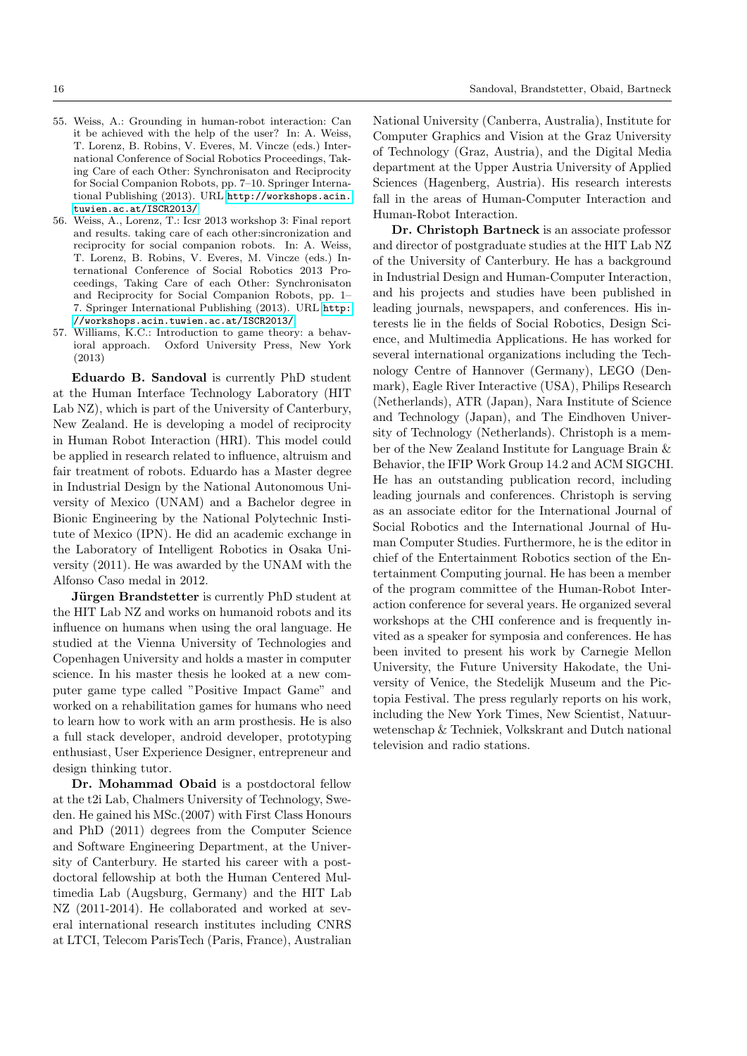55. Weiss, A.: Grounding in human-robot interaction: Can it be achieved with the help of the user? In: A. Weiss, T. Lorenz, B. Robins, V. Everes, M. Vincze (eds.) International Conference of Social Robotics Proceedings, Taking Care of each Other: Synchronisaton and Reciprocity for Social Companion Robots, pp. 7–10. Springer International Publishing (2013). URL http://workshops.acin.tuwien.ac.at/ISCR2013/
56. Weiss, A., Lorenz, T.: Icsr 2013 workshop 3: Final report and results. taking care of each other:sincronization and reciprocity for social companion robots. In: A. Weiss, T. Lorenz, B. Robins, V. Everes, M. Vincze (eds.) International Conference of Social Robotics 2013 Proceedings, Taking Care of each Other: Synchronisaton and Reciprocity for Social Companion Robots, pp. 1–7. Springer International Publishing (2013). URL http://workshops.acin.tuwien.ac.at/ISCR2013/
57. Williams, K.C.: Introduction to game theory: a behavioral approach. Oxford University Press, New York (2013)

**Eduardo B. Sandoval** is currently PhD student at the Human Interface Technology Laboratory (HIT Lab NZ), which is part of the University of Canterbury, New Zealand. He is developing a model of reciprocity in Human Robot Interaction (HRI). This model could be applied in research related to influence, altruism and fair treatment of robots. Eduardo has a Master degree in Industrial Design by the National Autonomous University of Mexico (UNAM) and a Bachelor degree in Bionic Engineering by the National Polytechnic Institute of Mexico (IPN). He did an academic exchange in the Laboratory of Intelligent Robotics in Osaka University (2011). He was awarded by the UNAM with the Alfonso Caso medal in 2012.

**Jürgen Brandstetter** is currently PhD student at the HIT Lab NZ and works on humanoid robots and its influence on humans when using the oral language. He studied at the Vienna University of Technologies and Copenhagen University and holds a master in computer science. In his master thesis he looked at a new computer game type called "Positive Impact Game" and worked on a rehabilitation games for humans who need to learn how to work with an arm prosthesis. He is also a full stack developer, android developer, prototyping enthusiast, User Experience Designer, entrepreneur and design thinking tutor.

**Dr. Mohammad Obaid** is a postdoctoral fellow at the t2i Lab, Chalmers University of Technology, Sweden. He gained his MSc.(2007) with First Class Honours and PhD (2011) degrees from the Computer Science and Software Engineering Department, at the University of Canterbury. He started his career with a postdoctoral fellowship at both the Human Centered Multimedia Lab (Augsburg, Germany) and the HIT Lab NZ (2011-2014). He collaborated and worked at several international research institutes including CNRS at LTCI, Telecom ParisTech (Paris, France), Australian National University (Canberra, Australia), Institute for Computer Graphics and Vision at the Graz University of Technology (Graz, Austria), and the Digital Media department at the Upper Austria University of Applied Sciences (Hagenberg, Austria). His research interests fall in the areas of Human-Computer Interaction and Human-Robot Interaction.

**Dr. Christoph Bartneck** is an associate professor and director of postgraduate studies at the HIT Lab NZ of the University of Canterbury. He has a background in Industrial Design and Human-Computer Interaction, and his projects and studies have been published in leading journals, newspapers, and conferences. His interests lie in the fields of Social Robotics, Design Science, and Multimedia Applications. He has worked for several international organizations including the Technology Centre of Hannover (Germany), LEGO (Denmark), Eagle River Interactive (USA), Philips Research (Netherlands), ATR (Japan), Nara Institute of Science and Technology (Japan), and The Eindhoven University of Technology (Netherlands). Christoph is a member of the New Zealand Institute for Language Brain & Behavior, the IFIP Work Group 14.2 and ACM SIGCHI. He has an outstanding publication record, including leading journals and conferences. Christoph is serving as an associate editor for the International Journal of Social Robotics and the International Journal of Human Computer Studies. Furthermore, he is the editor in chief of the Entertainment Robotics section of the Entertainment Computing journal. He has been a member of the program committee of the Human-Robot Interaction conference for several years. He organized several workshops at the CHI conference and is frequently invited as a speaker for symposia and conferences. He has been invited to present his work by Carnegie Mellon University, the Future University Hakodate, the University of Venice, the Stedelijk Museum and the Pictopia Festival. The press regularly reports on his work, including the New York Times, New Scientist, Natuurwetenschap & Techniek, Volkskrant and Dutch national television and radio stations.